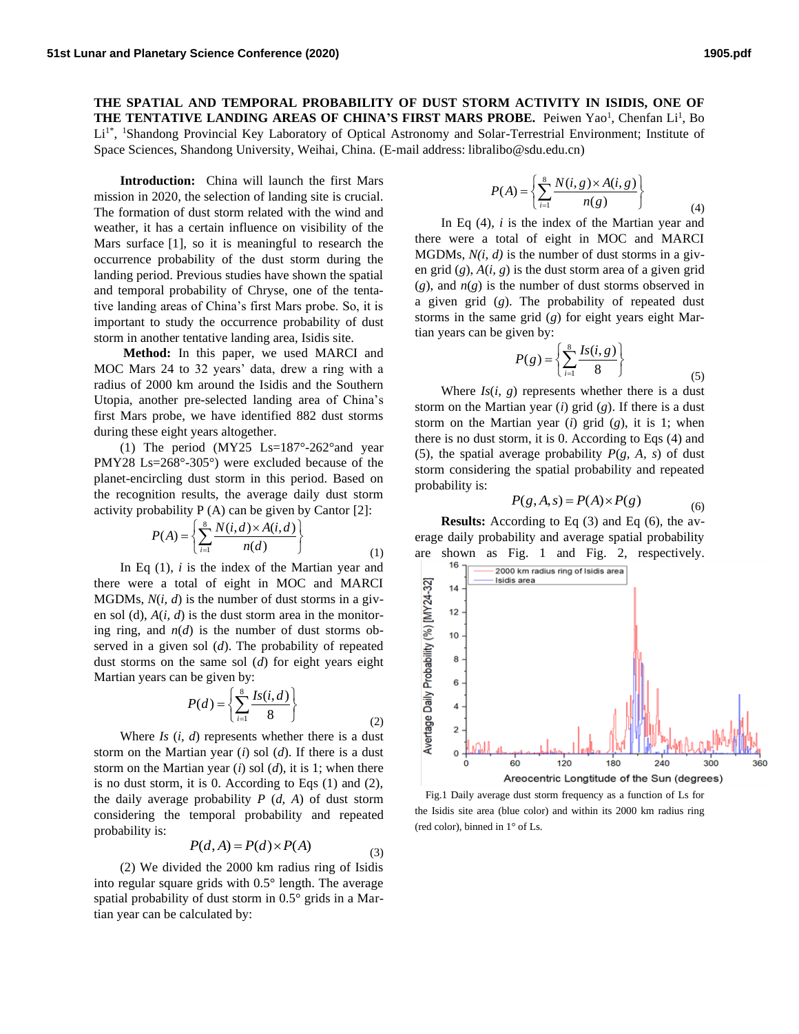# THE SPATIAL AND TEMPORAL PROBABILITY OF DUST STORM ACTIVITY IN ISIDIS, ONE OF THE TENTATIVE LANDING AREAS OF CHINA'S FIRST MARS PROBE.

Peiwen Yao[1], Chenfan Li[1], Bo Li[1*], [1]Shandong Provincial Key Laboratory of Optical Astronomy and Solar-Terrestrial Environment; Institute of Space Sciences, Shandong University, Weihai, China. (E-mail address: libralibo@sdu.edu.cn)

**Introduction:** China will launch the first Mars mission in 2020, the selection of landing site is crucial. The formation of dust storm related with the wind and weather, it has a certain influence on visibility of the Mars surface [1], so it is meaningful to research the occurrence probability of the dust storm during the landing period. Previous studies have shown the spatial and temporal probability of Chryse, one of the tentative landing areas of China's first Mars probe. So, it is important to study the occurrence probability of dust storm in another tentative landing area, Isidis site.

**Method:** In this paper, we used MARCI and MOC Mars 24 to 32 years' data, drew a ring with a radius of 2000 km around the Isidis and the Southern Utopia, another pre-selected landing area of China's first Mars probe, we have identified 882 dust storms during these eight years altogether.

(1) The period (MY25 Ls=187°-262°and year PMY28 Ls=268°-305°) were excluded because of the planet-encircling dust storm in this period. Based on the recognition results, the average daily dust storm activity probability P (A) can be given by Cantor [2]:

$$P(A) = \left\{ \sum_{i=1}^{8} \frac{N(i,d) \times A(i,d)}{n(d)} \right\} \quad (1)$$

In Eq (1), $i$ is the index of the Martian year and there were a total of eight in MOC and MARCI MGDMs, $N(i, d)$ is the number of dust storms in a given sol (d), $A(i, d)$ is the dust storm area in the monitoring ring, and $n(d)$ is the number of dust storms observed in a given sol ($d$). The probability of repeated dust storms on the same sol ($d$) for eight years eight Martian years can be given by:

$$P(d) = \left\{ \sum_{i=1}^{8} \frac{Is(i,d)}{8} \right\} \quad (2)$$

Where $Is(i, d)$ represents whether there is a dust storm on the Martian year ($i$) sol ($d$). If there is a dust storm on the Martian year ($i$) sol ($d$), it is 1; when there is no dust storm, it is 0. According to Eqs (1) and (2), the daily average probability $P(d, A)$ of dust storm considering the temporal probability and repeated probability is:

$$P(d, A) = P(d) \times P(A) \quad (3)$$

(2) We divided the 2000 km radius ring of Isidis into regular square grids with 0.5° length. The average spatial probability of dust storm in 0.5° grids in a Martian year can be calculated by:

$$P(A) = \left\{ \sum_{i=1}^{8} \frac{N(i,g) \times A(i,g)}{n(g)} \right\} \quad (4)$$

In Eq (4), $i$ is the index of the Martian year and there were a total of eight in MOC and MARCI MGDMs, $N(i, d)$ is the number of dust storms in a given grid ($g$), $A(i, g)$ is the dust storm area of a given grid ($g$), and $n(g)$ is the number of dust storms observed in a given grid ($g$). The probability of repeated dust storms in the same grid ($g$) for eight years eight Martian years can be given by:

$$P(g) = \left\{ \sum_{i=1}^{8} \frac{Is(i,g)}{8} \right\} \quad (5)$$

Where $Is(i, g)$ represents whether there is a dust storm on the Martian year ($i$) grid ($g$). If there is a dust storm on the Martian year ($i$) grid ($g$), it is 1; when there is no dust storm, it is 0. According to Eqs (4) and (5), the spatial average probability $P(g, A, s)$ of dust storm considering the spatial probability and repeated probability is:

$$P(g, A, s) = P(A) \times P(g) \quad (6)$$

**Results:** According to Eq (3) and Eq (6), the average daily probability and average spatial probability are shown as Fig. 1 and Fig. 2, respectively.

Fig.1 Daily average dust storm frequency as a function of Ls for the Isidis site area (blue color) and within its 2000 km radius ring (red color), binned in 1° of Ls.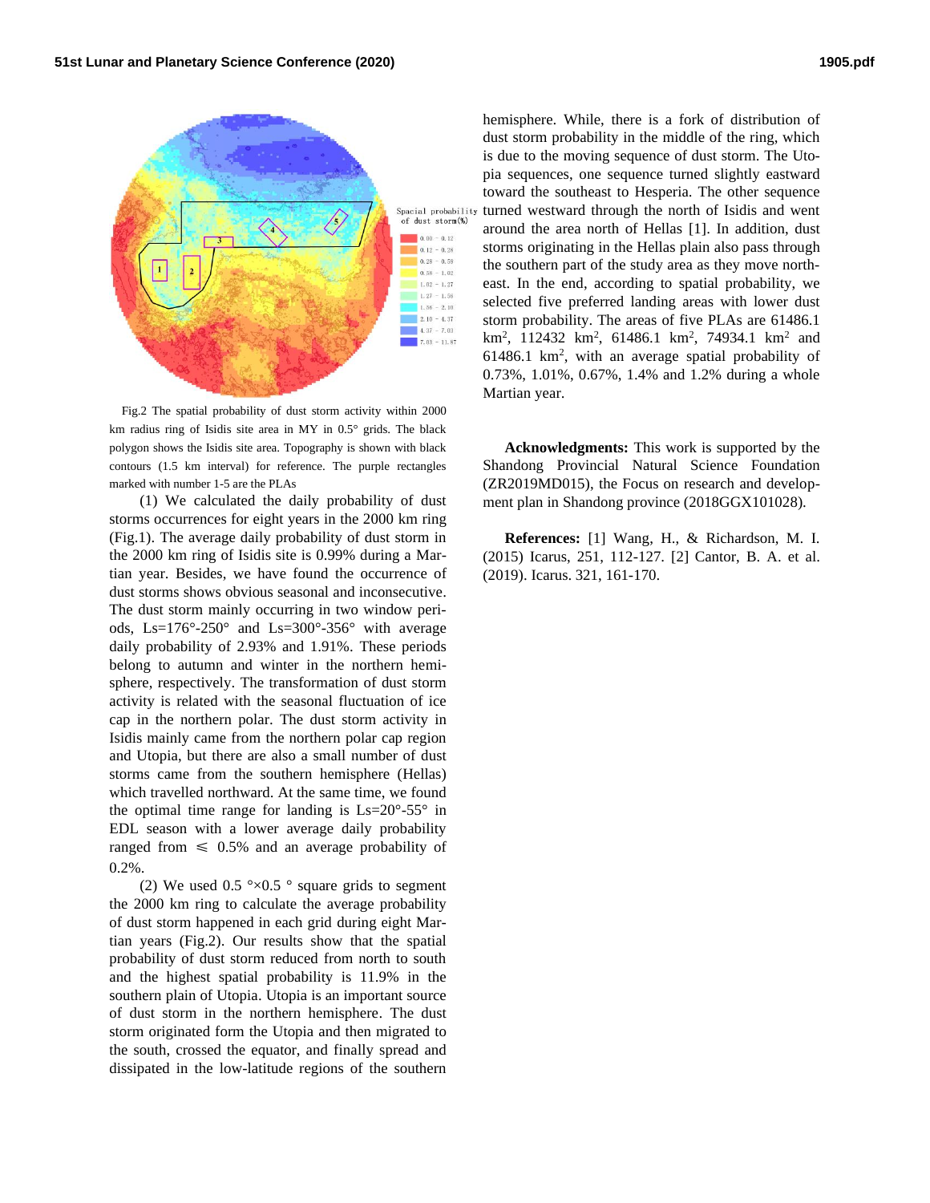Spacial probability of dust storm(%)

0.00 – 0.12
0.12 – 0.28
0.28 – 0.58
0.58 – 1.02
1.02 – 1.27
1.27 – 1.56
1.56 – 2.10
2.10 – 4.37
4.37 – 7.03
7.03 – 11.87

Fig.2 The spatial probability of dust storm activity within 2000 km radius ring of Isidis site area in MY in 0.5° grids. The black polygon shows the Isidis site area. Topography is shown with black contours (1.5 km interval) for reference. The purple rectangles marked with number 1-5 are the PLAs

(1) We calculated the daily probability of dust storms occurrences for eight years in the 2000 km ring (Fig.1). The average daily probability of dust storm in the 2000 km ring of Isidis site is 0.99% during a Martian year. Besides, we have found the occurrence of dust storms shows obvious seasonal and inconsecutive. The dust storm mainly occurring in two window periods, Ls=176°-250° and Ls=300°-356° with average daily probability of 2.93% and 1.91%. These periods belong to autumn and winter in the northern hemisphere, respectively. The transformation of dust storm activity is related with the seasonal fluctuation of ice cap in the northern polar. The dust storm activity in Isidis mainly came from the northern polar cap region and Utopia, but there are also a small number of dust storms came from the southern hemisphere (Hellas) which travelled northward. At the same time, we found the optimal time range for landing is Ls=20°-55° in EDL season with a lower average daily probability ranged from $\leqslant$ 0.5% and an average probability of 0.2%.

(2) We used 0.5 °×0.5 ° square grids to segment the 2000 km ring to calculate the average probability of dust storm happened in each grid during eight Martian years (Fig.2). Our results show that the spatial probability of dust storm reduced from north to south and the highest spatial probability is 11.9% in the southern plain of Utopia. Utopia is an important source of dust storm in the northern hemisphere. The dust storm originated form the Utopia and then migrated to the south, crossed the equator, and finally spread and dissipated in the low-latitude regions of the southern hemisphere. While, there is a fork of distribution of dust storm probability in the middle of the ring, which is due to the moving sequence of dust storm. The Utopia sequences, one sequence turned slightly eastward toward the southeast to Hesperia. The other sequence turned westward through the north of Isidis and went around the area north of Hellas [1]. In addition, dust storms originating in the Hellas plain also pass through the southern part of the study area as they move northeast. In the end, according to spatial probability, we selected five preferred landing areas with lower dust storm probability. The areas of five PLAs are 61486.1 km$^2$, 112432 km$^2$, 61486.1 km$^2$, 74934.1 km$^2$ and 61486.1 km$^2$, with an average spatial probability of 0.73%, 1.01%, 0.67%, 1.4% and 1.2% during a whole Martian year.

**Acknowledgments:** This work is supported by the Shandong Provincial Natural Science Foundation (ZR2019MD015), the Focus on research and development plan in Shandong province (2018GGX101028).

**References:** [1] Wang, H., & Richardson, M. I. (2015) Icarus, 251, 112-127. [2] Cantor, B. A. et al. (2019). Icarus. 321, 161-170.